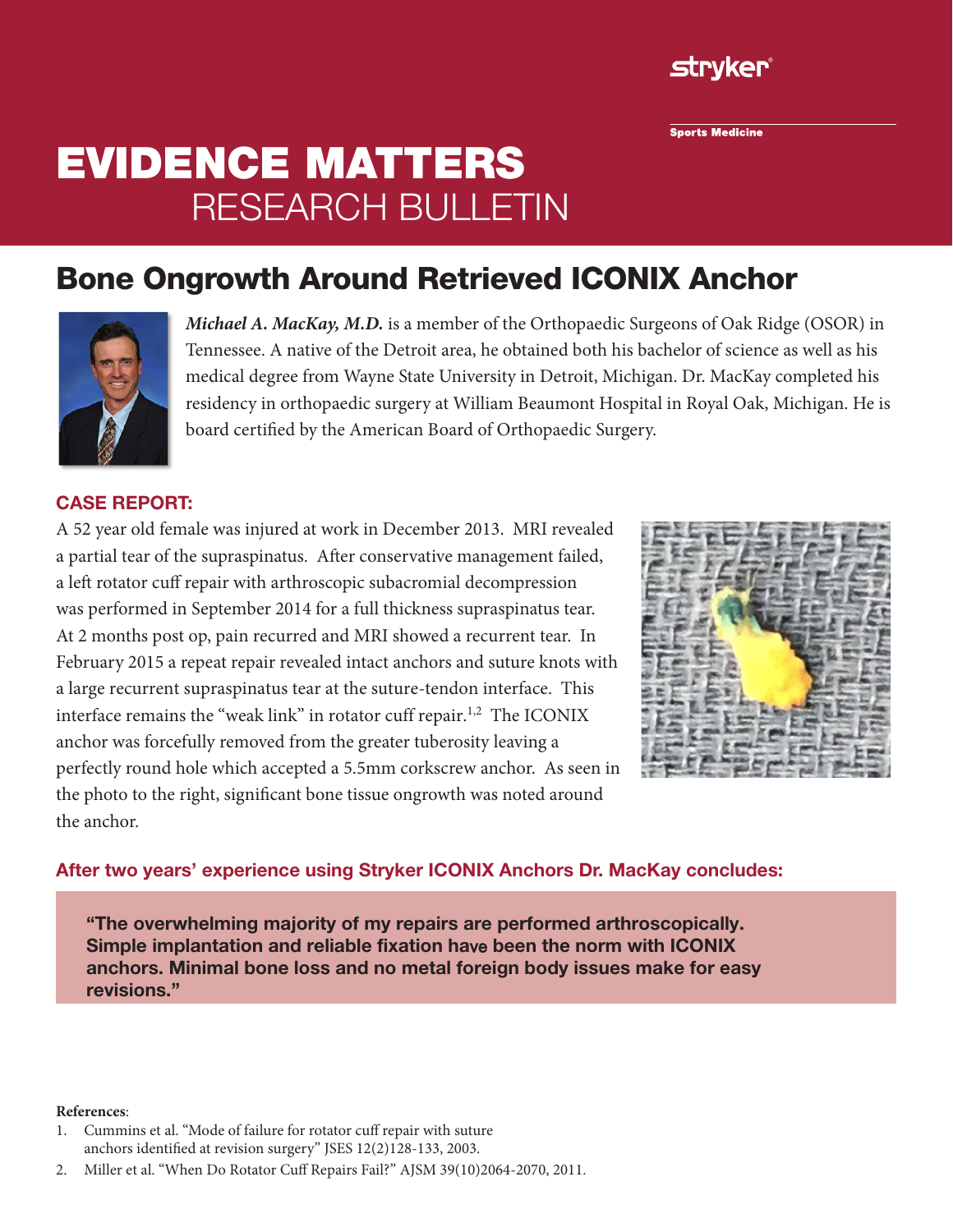stryker

Sports Medicine

# EVIDENCE MATTERS
RESEARCH BULLETIN

## Bone Ongrowth Around Retrieved ICONIX Anchor

***Michael A. MacKay, M.D.*** is a member of the Orthopaedic Surgeons of Oak Ridge (OSOR) in Tennessee. A native of the Detroit area, he obtained both his bachelor of science as well as his medical degree from Wayne State University in Detroit, Michigan. Dr. MacKay completed his residency in orthopaedic surgery at William Beaumont Hospital in Royal Oak, Michigan. He is board certified by the American Board of Orthopaedic Surgery.

### CASE REPORT:

A 52 year old female was injured at work in December 2013. MRI revealed a partial tear of the supraspinatus. After conservative management failed, a left rotator cuff repair with arthroscopic subacromial decompression was performed in September 2014 for a full thickness supraspinatus tear. At 2 months post op, pain recurred and MRI showed a recurrent tear. In February 2015 a repeat repair revealed intact anchors and suture knots with a large recurrent supraspinatus tear at the suture-tendon interface. This interface remains the "weak link" in rotator cuff repair.[1,2] The ICONIX anchor was forcefully removed from the greater tuberosity leaving a perfectly round hole which accepted a 5.5mm corkscrew anchor. As seen in the photo to the right, significant bone tissue ongrowth was noted around the anchor.

### After two years' experience using Stryker ICONIX Anchors Dr. MacKay concludes:

> **"The overwhelming majority of my repairs are performed arthroscopically. Simple implantation and reliable fixation have been the norm with ICONIX anchors. Minimal bone loss and no metal foreign body issues make for easy revisions."**

**References**:

1. Cummins et al. "Mode of failure for rotator cuff repair with suture anchors identified at revision surgery" JSES 12(2)128-133, 2003.
2. Miller et al. "When Do Rotator Cuff Repairs Fail?" AJSM 39(10)2064-2070, 2011.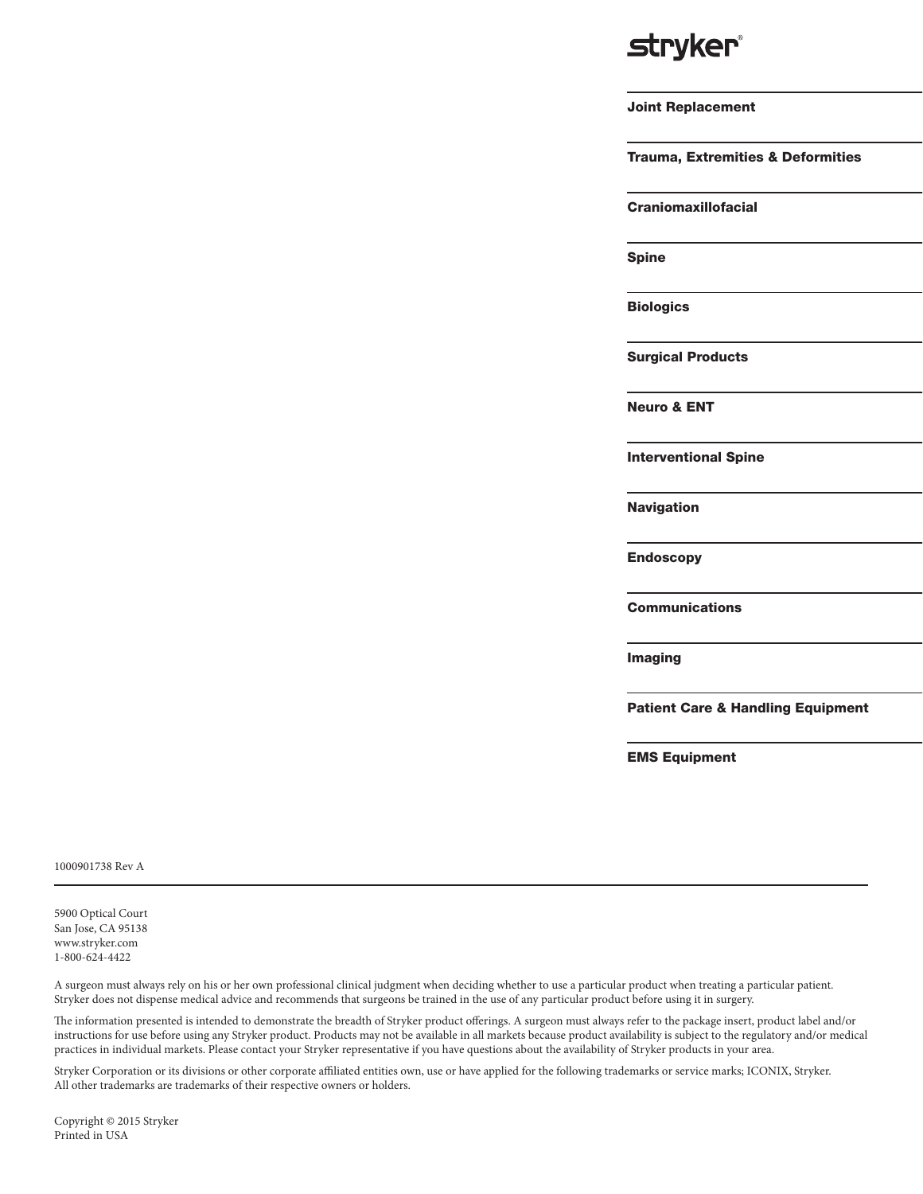stryker

**Joint Replacement**

**Trauma, Extremities & Deformities**

**Craniomaxillofacial**

**Spine**

**Biologics**

**Surgical Products**

**Neuro & ENT**

**Interventional Spine**

**Navigation**

**Endoscopy**

**Communications**

**Imaging**

**Patient Care & Handling Equipment**

**EMS Equipment**

1000901738 Rev A

5900 Optical Court
San Jose, CA 95138
www.stryker.com
1-800-624-4422

A surgeon must always rely on his or her own professional clinical judgment when deciding whether to use a particular product when treating a particular patient. Stryker does not dispense medical advice and recommends that surgeons be trained in the use of any particular product before using it in surgery.

The information presented is intended to demonstrate the breadth of Stryker product offerings. A surgeon must always refer to the package insert, product label and/or instructions for use before using any Stryker product. Products may not be available in all markets because product availability is subject to the regulatory and/or medical practices in individual markets. Please contact your Stryker representative if you have questions about the availability of Stryker products in your area.

Stryker Corporation or its divisions or other corporate affiliated entities own, use or have applied for the following trademarks or service marks; ICONIX, Stryker. All other trademarks are trademarks of their respective owners or holders.

Copyright © 2015 Stryker
Printed in USA